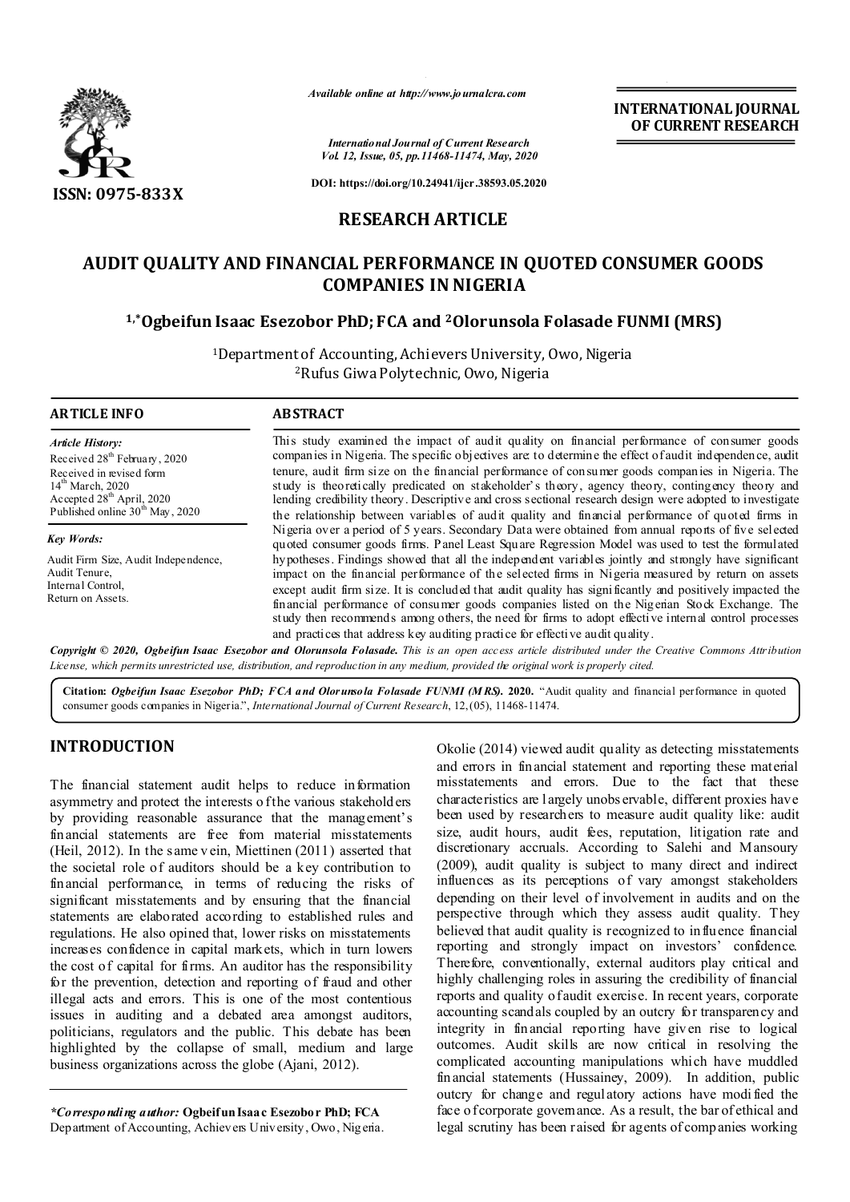ISSN: 0975-833X

*Available online at http://www.journalcra.com*

*International Journal of Current Research*
*Vol. 12, Issue, 05, pp.11468-11474, May, 2020*

**DOI: https://doi.org/10.24941/ijcr.38593.05.2020**

**INTERNATIONAL JOURNAL OF CURRENT RESEARCH**

## RESEARCH ARTICLE

# AUDIT QUALITY AND FINANCIAL PERFORMANCE IN QUOTED CONSUMER GOODS COMPANIES IN NIGERIA

**[1,*]Ogbeifun Isaac Esezobor PhD; FCA and [2]Olorunsola Folasade FUNMI (MRS)**

[1]Department of Accounting, Achievers University, Owo, Nigeria
[2]Rufus Giwa Polytechnic, Owo, Nigeria

### ARTICLE INFO

*Article History:*
Received 28th February, 2020
Received in revised form
14th March, 2020
Accepted 28th April, 2020
Published online 30th May, 2020

*Key Words:*

Audit Firm Size, Audit Independence, Audit Tenure, Internal Control, Return on Assets.

### ABSTRACT

This study examined the impact of audit quality on financial performance of consumer goods companies in Nigeria. The specific objectives are to determine the effect of audit independence, audit tenure, audit firm size on the financial performance of consumer goods companies in Nigeria. The study is theoretically predicated on stakeholder's theory, agency theory, contingency theory and lending credibility theory. Descriptive and cross sectional research design were adopted to investigate the relationship between variables of audit quality and financial performance of quoted firms in Nigeria over a period of 5 years. Secondary Data were obtained from annual reports of five selected quoted consumer goods firms. Panel Least Square Regression Model was used to test the formulated hypotheses. Findings showed that all the independent variables jointly and strongly have significant impact on the financial performance of the selected firms in Nigeria measured by return on assets except audit firm size. It is concluded that audit quality has significantly and positively impacted the financial performance of consumer goods companies listed on the Nigerian Stock Exchange. The study then recommends among others, the need for firms to adopt effective internal control processes and practices that address key auditing practice for effective audit quality.

**Copyright © 2020, Ogbeifun Isaac Esezobor and Olorunsola Folasade.** *This is an open access article distributed under the Creative Commons Attribution License, which permits unrestricted use, distribution, and reproduction in any medium, provided the original work is properly cited.*

**Citation:** *Ogbeifun Isaac Esezobor PhD; FCA and Olorunsola Folasade FUNMI (MRS).* **2020.** "Audit quality and financial performance in quoted consumer goods companies in Nigeria.", *International Journal of Current Research*, 12, (05), 11468-11474.

## INTRODUCTION

The financial statement audit helps to reduce information asymmetry and protect the interests of the various stakeholders by providing reasonable assurance that the management's financial statements are free from material misstatements (Heil, 2012). In the same vein, Miettinen (2011) asserted that the societal role of auditors should be a key contribution to financial performance, in terms of reducing the risks of significant misstatements and by ensuring that the financial statements are elaborated according to established rules and regulations. He also opined that, lower risks on misstatements increases confidence in capital markets, which in turn lowers the cost of capital for firms. An auditor has the responsibility for the prevention, detection and reporting of fraud and other illegal acts and errors. This is one of the most contentious issues in auditing and a debated area amongst auditors, politicians, regulators and the public. This debate has been highlighted by the collapse of small, medium and large business organizations across the globe (Ajani, 2012).

Okolie (2014) viewed audit quality as detecting misstatements and errors in financial statement and reporting these material misstatements and errors. Due to the fact that these characteristics are largely unobservable, different proxies have been used by researchers to measure audit quality like: audit size, audit hours, audit fees, reputation, litigation rate and discretionary accruals. According to Salehi and Mansoury (2009), audit quality is subject to many direct and indirect influences as its perceptions of vary amongst stakeholders depending on their level of involvement in audits and on the perspective through which they assess audit quality. They believed that audit quality is recognized to influence financial reporting and strongly impact on investors' confidence. Therefore, conventionally, external auditors play critical and highly challenging roles in assuring the credibility of financial reports and quality of audit exercise. In recent years, corporate accounting scandals coupled by an outcry for transparency and integrity in financial reporting have given rise to logical outcomes. Audit skills are now critical in resolving the complicated accounting manipulations which have muddled financial statements (Hussainey, 2009). In addition, public outcry for change and regulatory actions have modified the face of corporate governance. As a result, the bar of ethical and legal scrutiny has been raised for agents of companies working

*\*Corresponding author:* **Ogbeifun Isaac Esezobor PhD; FCA**
Department of Accounting, Achievers University, Owo, Nigeria.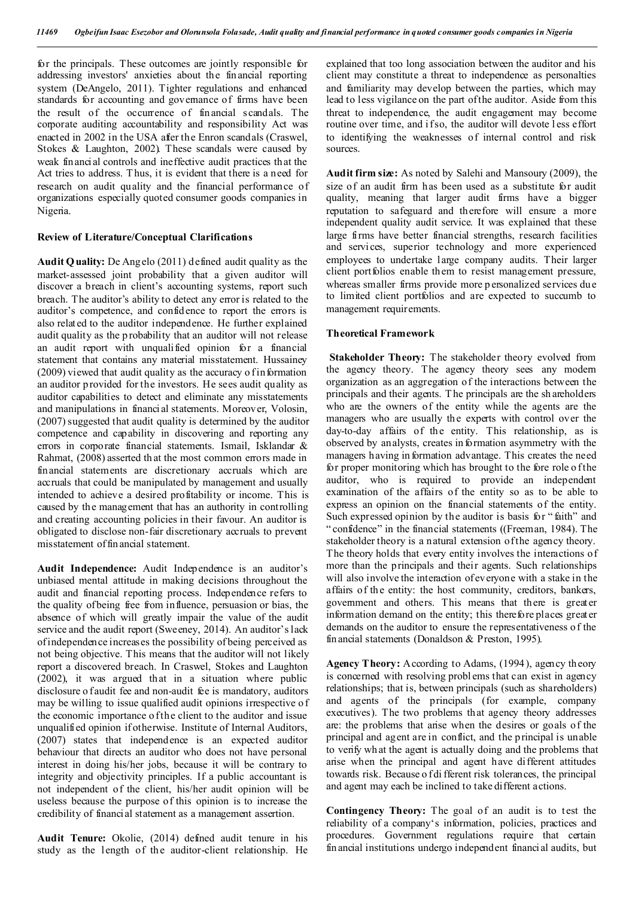for the principals. These outcomes are jointly responsible for addressing investors' anxieties about the financial reporting system (DeAngelo, 2011). Tighter regulations and enhanced standards for accounting and governance of firms have been the result of the occurrence of financial scandals. The corporate auditing accountability and responsibility Act was enacted in 2002 in the USA after the Enron scandals (Craswel, Stokes & Laughton, 2002). These scandals were caused by weak financial controls and ineffective audit practices that the Act tries to address. Thus, it is evident that there is a need for research on audit quality and the financial performance of organizations especially quoted consumer goods companies in Nigeria.

## Review of Literature/Conceptual Clarifications

**Audit Quality:** De Angelo (2011) defined audit quality as the market-assessed joint probability that a given auditor will discover a breach in client's accounting systems, report such breach. The auditor's ability to detect any error is related to the auditor's competence, and confidence to report the errors is also related to the auditor independence. He further explained audit quality as the probability that an auditor will not release an audit report with unqualified opinion for a financial statement that contains any material misstatement. Hussainey (2009) viewed that audit quality as the accuracy of information an auditor provided for the investors. He sees audit quality as auditor capabilities to detect and eliminate any misstatements and manipulations in financial statements. Moreover, Volosin, (2007) suggested that audit quality is determined by the auditor competence and capability in discovering and reporting any errors in corporate financial statements. Ismail, Isklandar & Rahmat, (2008) asserted that the most common errors made in financial statements are discretionary accruals which are accruals that could be manipulated by management and usually intended to achieve a desired profitability or income. This is caused by the management that has an authority in controlling and creating accounting policies in their favour. An auditor is obligated to disclose non-fair discretionary accruals to prevent misstatement of financial statement.

**Audit Independence:** Audit Independence is an auditor's unbiased mental attitude in making decisions throughout the audit and financial reporting process. Independence refers to the quality of being free from influence, persuasion or bias, the absence of which will greatly impair the value of the audit service and the audit report (Sweeney, 2014). An auditor's lack of independence increases the possibility of being perceived as not being objective. This means that the auditor will not likely report a discovered breach. In Craswel, Stokes and Laughton (2002), it was argued that in a situation where public disclosure of audit fee and non-audit fee is mandatory, auditors may be willing to issue qualified audit opinions irrespective of the economic importance of the client to the auditor and issue unqualified opinion if otherwise. Institute of Internal Auditors, (2007) states that independence is an expected auditor behaviour that directs an auditor who does not have personal interest in doing his/her jobs, because it will be contrary to integrity and objectivity principles. If a public accountant is not independent of the client, his/her audit opinion will be useless because the purpose of this opinion is to increase the credibility of financial statement as a management assertion.

**Audit Tenure:** Okolie, (2014) defined audit tenure in his study as the length of the auditor-client relationship. He explained that too long association between the auditor and his client may constitute a threat to independence as personalties and familiarity may develop between the parties, which may lead to less vigilance on the part of the auditor. Aside from this threat to independence, the audit engagement may become routine over time, and if so, the auditor will devote less effort to identifying the weaknesses of internal control and risk sources.

**Audit firm size:** As noted by Salehi and Mansoury (2009), the size of an audit firm has been used as a substitute for audit quality, meaning that larger audit firms have a bigger reputation to safeguard and therefore will ensure a more independent quality audit service. It was explained that these large firms have better financial strengths, research facilities and services, superior technology and more experienced employees to undertake large company audits. Their larger client portfolios enable them to resist management pressure, whereas smaller firms provide more personalized services due to limited client portfolios and are expected to succumb to management requirements.

## Theoretical Framework

**Stakeholder Theory:** The stakeholder theory evolved from the agency theory. The agency theory sees any modern organization as an aggregation of the interactions between the principals and their agents. The principals are the shareholders who are the owners of the entity while the agents are the managers who are usually the experts with control over the day-to-day affairs of the entity. This relationship, as is observed by analysts, creates information asymmetry with the managers having information advantage. This creates the need for proper monitoring which has brought to the fore role of the auditor, who is required to provide an independent examination of the affairs of the entity so as to be able to express an opinion on the financial statements of the entity. Such expressed opinion by the auditor is basis for "faith" and "confidence" in the financial statements ((Freeman, 1984). The stakeholder theory is a natural extension of the agency theory. The theory holds that every entity involves the interactions of more than the principals and their agents. Such relationships will also involve the interaction of everyone with a stake in the affairs of the entity: the host community, creditors, bankers, government and others. This means that there is greater information demand on the entity; this therefore places greater demands on the auditor to ensure the representativeness of the financial statements (Donaldson & Preston, 1995).

**Agency Theory:** According to Adams, (1994), agency theory is concerned with resolving problems that can exist in agency relationships; that is, between principals (such as shareholders) and agents of the principals (for example, company executives). The two problems that agency theory addresses are: the problems that arise when the desires or goals of the principal and agent are in conflict, and the principal is unable to verify what the agent is actually doing and the problems that arise when the principal and agent have different attitudes towards risk. Because of different risk tolerances, the principal and agent may each be inclined to take different actions.

**Contingency Theory:** The goal of an audit is to test the reliability of a company's information, policies, practices and procedures. Government regulations require that certain financial institutions undergo independent financial audits, but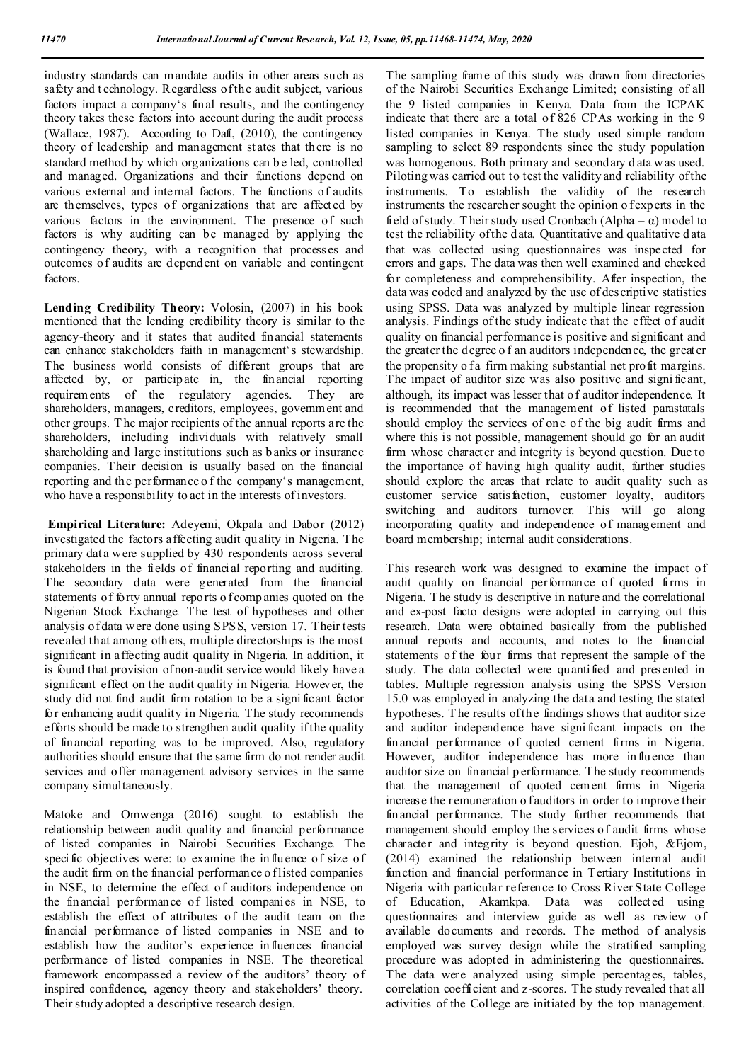industry standards can mandate audits in other areas such as safety and technology. Regardless of the audit subject, various factors impact a company's final results, and the contingency theory takes these factors into account during the audit process (Wallace, 1987). According to Daft, (2010), the contingency theory of leadership and management states that there is no standard method by which organizations can be led, controlled and managed. Organizations and their functions depend on various external and internal factors. The functions of audits are themselves, types of organizations that are affected by various factors in the environment. The presence of such factors is why auditing can be managed by applying the contingency theory, with a recognition that processes and outcomes of audits are dependent on variable and contingent factors.

**Lending Credibility Theory:** Volosin, (2007) in his book mentioned that the lending credibility theory is similar to the agency-theory and it states that audited financial statements can enhance stakeholders faith in management's stewardship. The business world consists of different groups that are affected by, or participate in, the financial reporting requirements of the regulatory agencies. They are shareholders, managers, creditors, employees, government and other groups. The major recipients of the annual reports are the shareholders, including individuals with relatively small shareholding and large institutions such as banks or insurance companies. Their decision is usually based on the financial reporting and the performance of the company's management, who have a responsibility to act in the interests of investors.

**Empirical Literature:** Adeyemi, Okpala and Dabor (2012) investigated the factors affecting audit quality in Nigeria. The primary data were supplied by 430 respondents across several stakeholders in the fields of financial reporting and auditing. The secondary data were generated from the financial statements of forty annual reports of companies quoted on the Nigerian Stock Exchange. The test of hypotheses and other analysis of data were done using SPSS, version 17. Their tests revealed that among others, multiple directorships is the most significant in affecting audit quality in Nigeria. In addition, it is found that provision of non-audit service would likely have a significant effect on the audit quality in Nigeria. However, the study did not find audit firm rotation to be a significant factor for enhancing audit quality in Nigeria. The study recommends efforts should be made to strengthen audit quality if the quality of financial reporting was to be improved. Also, regulatory authorities should ensure that the same firm do not render audit services and offer management advisory services in the same company simultaneously.

Matoke and Omwenga (2016) sought to establish the relationship between audit quality and financial performance of listed companies in Nairobi Securities Exchange. The specific objectives were: to examine the influence of size of the audit firm on the financial performance of listed companies in NSE, to determine the effect of auditors independence on the financial performance of listed companies in NSE, to establish the effect of attributes of the audit team on the financial performance of listed companies in NSE and to establish how the auditor's experience influences financial performance of listed companies in NSE. The theoretical framework encompassed a review of the auditors' theory of inspired confidence, agency theory and stakeholders' theory. Their study adopted a descriptive research design.

The sampling frame of this study was drawn from directories of the Nairobi Securities Exchange Limited; consisting of all the 9 listed companies in Kenya. Data from the ICPAK indicate that there are a total of 826 CPAs working in the 9 listed companies in Kenya. The study used simple random sampling to select 89 respondents since the study population was homogenous. Both primary and secondary data was used. Piloting was carried out to test the validity and reliability of the instruments. To establish the validity of the research instruments the researcher sought the opinion of experts in the field of study. Their study used Cronbach (Alpha – α) model to test the reliability of the data. Quantitative and qualitative data that was collected using questionnaires was inspected for errors and gaps. The data was then well examined and checked for completeness and comprehensibility. After inspection, the data was coded and analyzed by the use of descriptive statistics using SPSS. Data was analyzed by multiple linear regression analysis. Findings of the study indicate that the effect of audit quality on financial performance is positive and significant and the greater the degree of an auditors independence, the greater the propensity of a firm making substantial net profit margins. The impact of auditor size was also positive and significant, although, its impact was lesser that of auditor independence. It is recommended that the management of listed parastatals should employ the services of one of the big audit firms and where this is not possible, management should go for an audit firm whose character and integrity is beyond question. Due to the importance of having high quality audit, further studies should explore the areas that relate to audit quality such as customer service satisfaction, customer loyalty, auditors switching and auditors turnover. This will go along incorporating quality and independence of management and board membership; internal audit considerations.

This research work was designed to examine the impact of audit quality on financial performance of quoted firms in Nigeria. The study is descriptive in nature and the correlational and ex-post facto designs were adopted in carrying out this research. Data were obtained basically from the published annual reports and accounts, and notes to the financial statements of the four firms that represent the sample of the study. The data collected were quantified and presented in tables. Multiple regression analysis using the SPSS Version 15.0 was employed in analyzing the data and testing the stated hypotheses. The results of the findings shows that auditor size and auditor independence have significant impacts on the financial performance of quoted cement firms in Nigeria. However, auditor independence has more influence than auditor size on financial performance. The study recommends that the management of quoted cement firms in Nigeria increase the remuneration of auditors in order to improve their financial performance. The study further recommends that management should employ the services of audit firms whose character and integrity is beyond question. Ejoh, &Ejom, (2014) examined the relationship between internal audit function and financial performance in Tertiary Institutions in Nigeria with particular reference to Cross River State College of Education, Akamkpa. Data was collected using questionnaires and interview guide as well as review of available documents and records. The method of analysis employed was survey design while the stratified sampling procedure was adopted in administering the questionnaires. The data were analyzed using simple percentages, tables, correlation coefficient and z-scores. The study revealed that all activities of the College are initiated by the top management.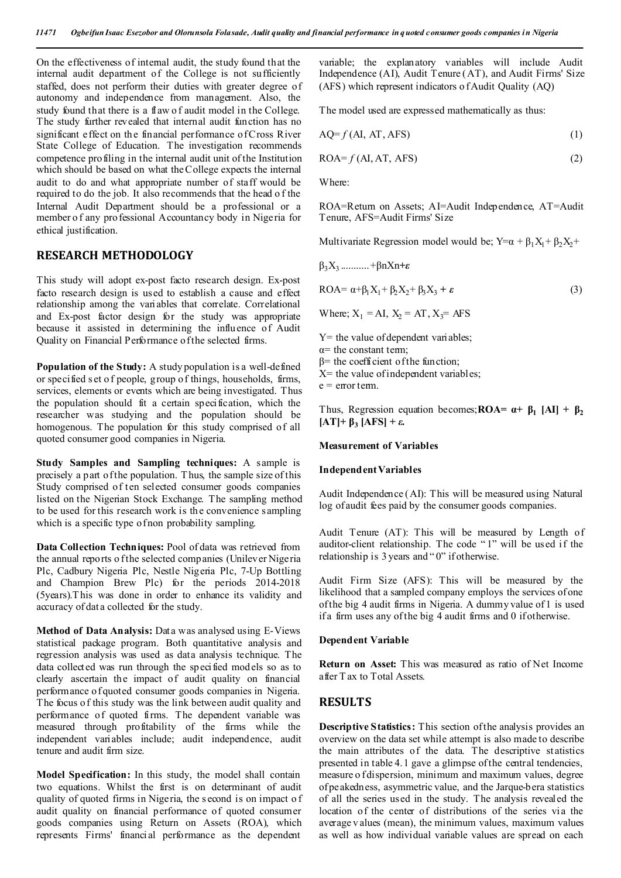On the effectiveness of internal audit, the study found that the internal audit department of the College is not sufficiently staffed, does not perform their duties with greater degree of autonomy and independence from management. Also, the study found that there is a flaw of audit model in the College. The study further revealed that internal audit function has no significant effect on the financial performance of Cross River State College of Education. The investigation recommends competence profiling in the internal audit unit of the Institution which should be based on what the College expects the internal audit to do and what appropriate number of staff would be required to do the job. It also recommends that the head of the Internal Audit Department should be a professional or a member of any professional Accountancy body in Nigeria for ethical justification.

## RESEARCH METHODOLOGY

This study will adopt ex-post facto research design. Ex-post facto research design is used to establish a cause and effect relationship among the variables that correlate. Correlational and Ex-post factor design for the study was appropriate because it assisted in determining the influence of Audit Quality on Financial Performance of the selected firms.

**Population of the Study:** A study population is a well-defined or specified set of people, group of things, households, firms, services, elements or events which are being investigated. Thus the population should fit a certain specification, which the researcher was studying and the population should be homogenous. The population for this study comprised of all quoted consumer good companies in Nigeria.

**Study Samples and Sampling techniques:** A sample is precisely a part of the population. Thus, the sample size of this Study comprised of ten selected consumer goods companies listed on the Nigerian Stock Exchange. The sampling method to be used for this research work is the convenience sampling which is a specific type of non probability sampling.

**Data Collection Techniques:** Pool of data was retrieved from the annual reports of the selected companies (Unilever Nigeria Plc, Cadbury Nigeria Plc, Nestle Nigeria Plc, 7-Up Bottling and Champion Brew Plc) for the periods 2014-2018 (5years).This was done in order to enhance its validity and accuracy of data collected for the study.

**Method of Data Analysis:** Data was analysed using E-Views statistical package program. Both quantitative analysis and regression analysis was used as data analysis technique. The data collected was run through the specified models so as to clearly ascertain the impact of audit quality on financial performance of quoted consumer goods companies in Nigeria. The focus of this study was the link between audit quality and performance of quoted firms. The dependent variable was measured through profitability of the firms while the independent variables include; audit independence, audit tenure and audit firm size.

**Model Specification:** In this study, the model shall contain two equations. Whilst the first is on determinant of audit quality of quoted firms in Nigeria, the second is on impact of audit quality on financial performance of quoted consumer goods companies using Return on Assets (ROA), which represents Firms' financial performance as the dependent variable; the explanatory variables will include Audit Independence (AI), Audit Tenure (AT), and Audit Firms' Size (AFS) which represent indicators of Audit Quality (AQ)

The model used are expressed mathematically as thus:

$$AQ= f\,(AI, AT, AFS) \quad (1)$$

$$ROA= f\,(AI, AT, AFS) \quad (2)$$

Where:

ROA=Return on Assets; AI=Audit Independence, AT=Audit Tenure, AFS=Audit Firms' Size

Multivariate Regression model would be; $Y=\alpha + \beta_1X_1 + \beta_2X_2 + \beta_3X_3 \ldots\ldots\ldots + \beta nXn + \varepsilon$

$$ROA= \alpha+\beta_1X_1+ \beta_2X_2+ \beta_3X_3 + \varepsilon \quad (3)$$

Where; $X_1$ = AI, $X_2$ = AT, $X_3$= AFS

Y= the value of dependent variables;
$\alpha$= the constant term;
$\beta$= the coefficient of the function;
X= the value of independent variables;
e = error term.

Thus, Regression equation becomes; $\mathbf{ROA= \alpha+ \beta_1 [AI] + \beta_2 [AT]+ \beta_3 [AFS] + \varepsilon}$.

**Measurement of Variables**

**Independent Variables**

Audit Independence (AI): This will be measured using Natural log of audit fees paid by the consumer goods companies.

Audit Tenure (AT): This will be measured by Length of auditor-client relationship. The code "1" will be used if the relationship is 3 years and "0" if otherwise.

Audit Firm Size (AFS): This will be measured by the likelihood that a sampled company employs the services of one of the big 4 audit firms in Nigeria. A dummy value of 1 is used if a firm uses any of the big 4 audit firms and 0 if otherwise.

**Dependent Variable**

**Return on Asset:** This was measured as ratio of Net Income after Tax to Total Assets.

## RESULTS

**Descriptive Statistics:** This section of the analysis provides an overview on the data set while attempt is also made to describe the main attributes of the data. The descriptive statistics presented in table 4.1 gave a glimpse of the central tendencies, measure of dispersion, minimum and maximum values, degree of peakedness, asymmetric value, and the Jarque-bera statistics of all the series used in the study. The analysis revealed the location of the center of distributions of the series via the average values (mean), the minimum values, maximum values as well as how individual variable values are spread on each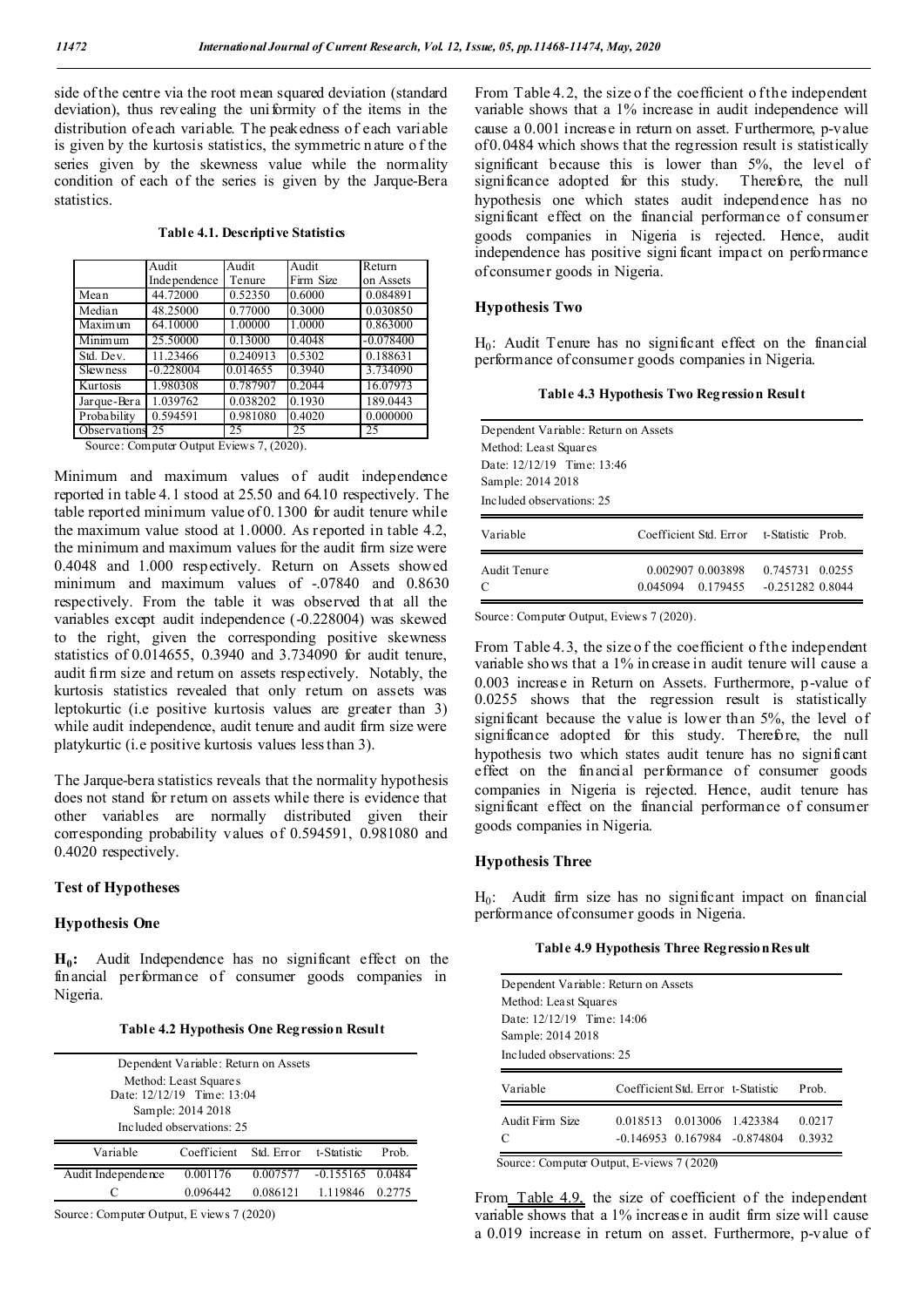side of the centre via the root mean squared deviation (standard deviation), thus revealing the uniformity of the items in the distribution of each variable. The peakedness of each variable is given by the kurtosis statistics, the symmetric nature of the series given by the skewness value while the normality condition of each of the series is given by the Jarque-Bera statistics.

**Table 4.1. Descriptive Statistics**

| | Audit Independence | Audit Tenure | Audit Firm Size | Return on Assets |
|---|---|---|---|---|
| Mean | 44.72000 | 0.52350 | 0.6000 | 0.084891 |
| Median | 48.25000 | 0.77000 | 0.3000 | 0.030850 |
| Maximum | 64.10000 | 1.00000 | 1.0000 | 0.863000 |
| Minimum | 25.50000 | 0.13000 | 0.4048 | -0.078400 |
| Std. Dev. | 11.23466 | 0.240913 | 0.5302 | 0.188631 |
| Skewness | -0.228004 | 0.014655 | 0.3940 | 3.734090 |
| Kurtosis | 1.980308 | 0.787907 | 0.2044 | 16.07973 |
| Jarque-Bera | 1.039762 | 0.038202 | 0.1930 | 189.0443 |
| Probability | 0.594591 | 0.981080 | 0.4020 | 0.000000 |
| Observations | 25 | 25 | 25 | 25 |

Source: Computer Output Eviews 7, (2020).

Minimum and maximum values of audit independence reported in table 4.1 stood at 25.50 and 64.10 respectively. The table reported minimum value of 0.1300 for audit tenure while the maximum value stood at 1.0000. As reported in table 4.2, the minimum and maximum values for the audit firm size were 0.4048 and 1.000 respectively. Return on Assets showed minimum and maximum values of -.07840 and 0.8630 respectively. From the table it was observed that all the variables except audit independence (-0.228004) was skewed to the right, given the corresponding positive skewness statistics of 0.014655, 0.3940 and 3.734090 for audit tenure, audit firm size and return on assets respectively. Notably, the kurtosis statistics revealed that only return on assets was leptokurtic (i.e positive kurtosis values are greater than 3) while audit independence, audit tenure and audit firm size were platykurtic (i.e positive kurtosis values less than 3).

The Jarque-bera statistics reveals that the normality hypothesis does not stand for return on assets while there is evidence that other variables are normally distributed given their corresponding probability values of 0.594591, 0.981080 and 0.4020 respectively.

### Test of Hypotheses

### Hypothesis One

**$H_0$:** Audit Independence has no significant effect on the financial performance of consumer goods companies in Nigeria.

**Table 4.2 Hypothesis One Regression Result**

Dependent Variable: Return on Assets
Method: Least Squares
Date: 12/12/19 Time: 13:04
Sample: 2014 2018
Included observations: 25

| Variable | Coefficient | Std. Error | t-Statistic | Prob. |
|---|---|---|---|---|
| Audit Independence | 0.001176 | 0.007577 | -0.155165 | 0.0484 |
| C | 0.096442 | 0.086121 | 1.119846 | 0.2775 |

Source: Computer Output, E views 7 (2020)

From Table 4.2, the size of the coefficient of the independent variable shows that a 1% increase in audit independence will cause a 0.001 increase in return on asset. Furthermore, p-value of 0.0484 which shows that the regression result is statistically significant because this is lower than 5%, the level of significance adopted for this study. Therefore, the null hypothesis one which states audit independence has no significant effect on the financial performance of consumer goods companies in Nigeria is rejected. Hence, audit independence has positive significant impact on performance of consumer goods in Nigeria.

### Hypothesis Two

$H_0$: Audit Tenure has no significant effect on the financial performance of consumer goods companies in Nigeria.

**Table 4.3 Hypothesis Two Regression Result**

Dependent Variable: Return on Assets
Method: Least Squares
Date: 12/12/19 Time: 13:46
Sample: 2014 2018
Included observations: 25

| Variable | Coefficient | Std. Error | t-Statistic | Prob. |
|---|---|---|---|---|
| Audit Tenure | 0.002907 | 0.003898 | 0.745731 | 0.0255 |
| C | 0.045094 | 0.179455 | -0.251282 | 0.8044 |

Source: Computer Output, Eviews 7 (2020).

From Table 4.3, the size of the coefficient of the independent variable shows that a 1% increase in audit tenure will cause a 0.003 increase in Return on Assets. Furthermore, p-value of 0.0255 shows that the regression result is statistically significant because the value is lower than 5%, the level of significance adopted for this study. Therefore, the null hypothesis two which states audit tenure has no significant effect on the financial performance of consumer goods companies in Nigeria is rejected. Hence, audit tenure has significant effect on the financial performance of consumer goods companies in Nigeria.

### Hypothesis Three

$H_0$: Audit firm size has no significant impact on financial performance of consumer goods in Nigeria.

**Table 4.9 Hypothesis Three Regression Result**

Dependent Variable: Return on Assets
Method: Least Squares
Date: 12/12/19 Time: 14:06
Sample: 2014 2018
Included observations: 25

| Variable | Coefficient | Std. Error | t-Statistic | Prob. |
|---|---|---|---|---|
| Audit Firm Size | 0.018513 | 0.013006 | 1.423384 | 0.0217 |
| C | -0.146953 | 0.167984 | -0.874804 | 0.3932 |

Source: Computer Output, E-views 7 (2020)

From Table 4.9, the size of coefficient of the independent variable shows that a 1% increase in audit firm size will cause a 0.019 increase in return on asset. Furthermore, p-value of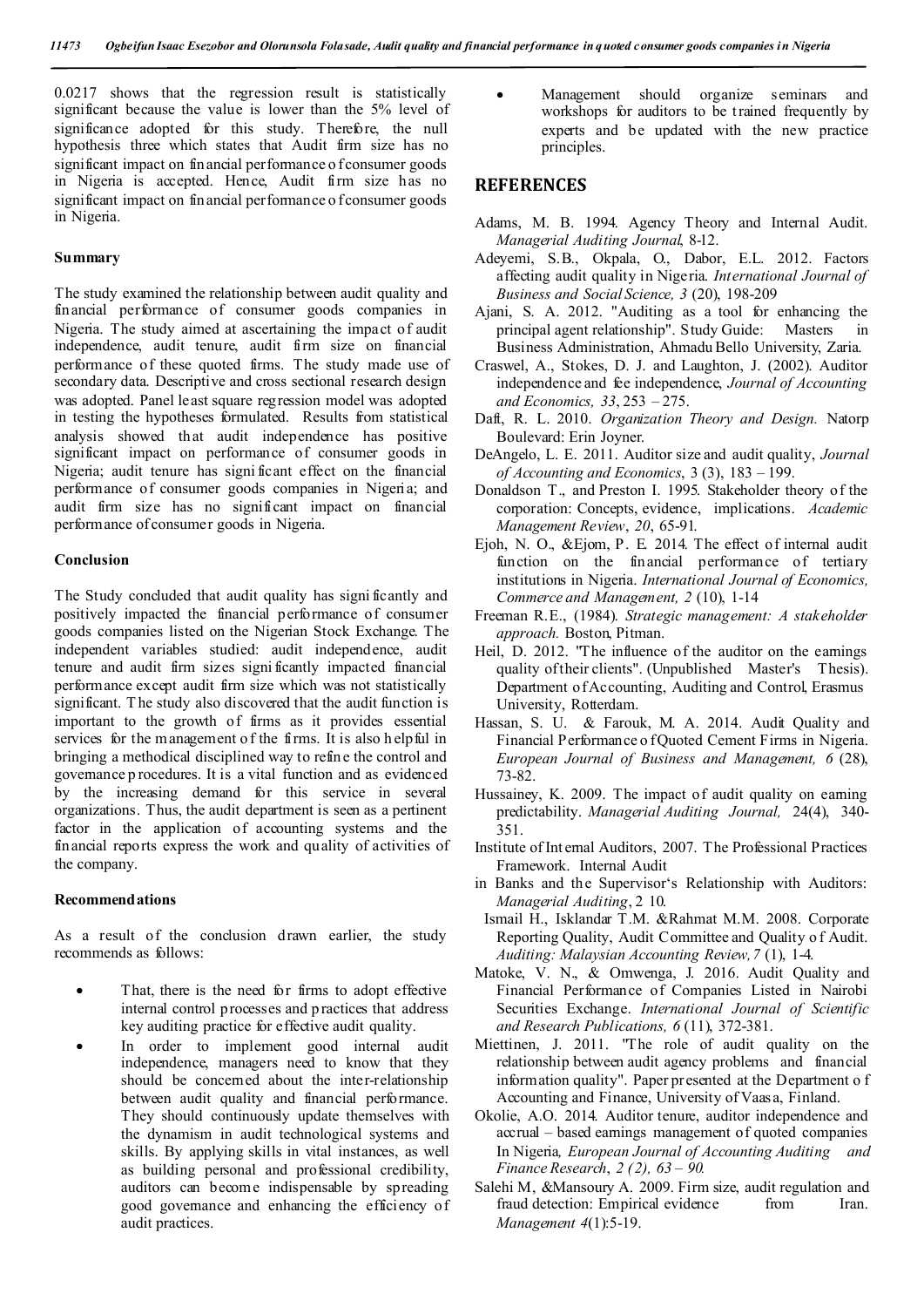0.0217 shows that the regression result is statistically significant because the value is lower than the 5% level of significance adopted for this study. Therefore, the null hypothesis three which states that Audit firm size has no significant impact on financial performance of consumer goods in Nigeria is accepted. Hence, Audit firm size has no significant impact on financial performance of consumer goods in Nigeria.

### Summary

The study examined the relationship between audit quality and financial performance of consumer goods companies in Nigeria. The study aimed at ascertaining the impact of audit independence, audit tenure, audit firm size on financial performance of these quoted firms. The study made use of secondary data. Descriptive and cross sectional research design was adopted. Panel least square regression model was adopted in testing the hypotheses formulated. Results from statistical analysis showed that audit independence has positive significant impact on performance of consumer goods in Nigeria; audit tenure has significant effect on the financial performance of consumer goods companies in Nigeria; and audit firm size has no significant impact on financial performance of consumer goods in Nigeria.

### Conclusion

The Study concluded that audit quality has significantly and positively impacted the financial performance of consumer goods companies listed on the Nigerian Stock Exchange. The independent variables studied: audit independence, audit tenure and audit firm sizes significantly impacted financial performance except audit firm size which was not statistically significant. The study also discovered that the audit function is important to the growth of firms as it provides essential services for the management of the firms. It is also helpful in bringing a methodical disciplined way to refine the control and governance procedures. It is a vital function and as evidenced by the increasing demand for this service in several organizations. Thus, the audit department is seen as a pertinent factor in the application of accounting systems and the financial reports express the work and quality of activities of the company.

### Recommendations

As a result of the conclusion drawn earlier, the study recommends as follows:

- That, there is the need for firms to adopt effective internal control processes and practices that address key auditing practice for effective audit quality.
- In order to implement good internal audit independence, managers need to know that they should be concerned about the inter-relationship between audit quality and financial performance. They should continuously update themselves with the dynamism in audit technological systems and skills. By applying skills in vital instances, as well as building personal and professional credibility, auditors can become indispensable by spreading good governance and enhancing the efficiency of audit practices.
- Management should organize seminars and workshops for auditors to be trained frequently by experts and be updated with the new practice principles.

## REFERENCES

Adams, M. B. 1994. Agency Theory and Internal Audit. *Managerial Auditing Journal*, 8-12.

Adeyemi, S.B., Okpala, O., Dabor, E.L. 2012. Factors affecting audit quality in Nigeria. *International Journal of Business and Social Science, 3* (20), 198-209

Ajani, S. A. 2012. "Auditing as a tool for enhancing the principal agent relationship". Study Guide: Masters in Business Administration, Ahmadu Bello University, Zaria.

Craswel, A., Stokes, D. J. and Laughton, J. (2002). Auditor independence and fee independence, *Journal of Accounting and Economics, 33*, 253 – 275.

Daft, R. L. 2010. *Organization Theory and Design.* Natorp Boulevard: Erin Joyner.

DeAngelo, L. E. 2011. Auditor size and audit quality, *Journal of Accounting and Economics*, 3 (3), 183 – 199.

Donaldson T., and Preston I. 1995. Stakeholder theory of the corporation: Concepts, evidence, implications. *Academic Management Review*, *20*, 65-91.

Ejoh, N. O., &Ejom, P. E. 2014. The effect of internal audit function on the financial performance of tertiary institutions in Nigeria. *International Journal of Economics, Commerce and Management, 2* (10), 1-14

Freeman R.E., (1984). *Strategic management: A stakeholder approach.* Boston, Pitman.

Heil, D. 2012. "The influence of the auditor on the earnings quality of their clients". (Unpublished Master's Thesis). Department of Accounting, Auditing and Control, Erasmus University, Rotterdam.

Hassan, S. U. & Farouk, M. A. 2014. Audit Quality and Financial Performance of Quoted Cement Firms in Nigeria. *European Journal of Business and Management, 6* (28), 73-82.

Hussainey, K. 2009. The impact of audit quality on earning predictability. *Managerial Auditing Journal,* 24(4), 340-351.

Institute of Internal Auditors, 2007. The Professional Practices Framework. Internal Audit

in Banks and the Supervisor's Relationship with Auditors: *Managerial Auditing*, 2 10.

Ismail H., Isklandar T.M. &Rahmat M.M. 2008. Corporate Reporting Quality, Audit Committee and Quality of Audit. *Auditing: Malaysian Accounting Review,7* (1), 1-4.

Matoke, V. N., & Omwenga, J. 2016. Audit Quality and Financial Performance of Companies Listed in Nairobi Securities Exchange. *International Journal of Scientific and Research Publications, 6* (11), 372-381.

Miettinen, J. 2011. "The role of audit quality on the relationship between audit agency problems and financial information quality". Paper presented at the Department of Accounting and Finance, University of Vaasa, Finland.

Okolie, A.O. 2014. Auditor tenure, auditor independence and accrual – based earnings management of quoted companies In Nigeria, *European Journal of Accounting Auditing and Finance Research, 2 (2), 63 – 90.*

Salehi M, &Mansoury A. 2009. Firm size, audit regulation and fraud detection: Empirical evidence from Iran. *Management 4*(1):5-19.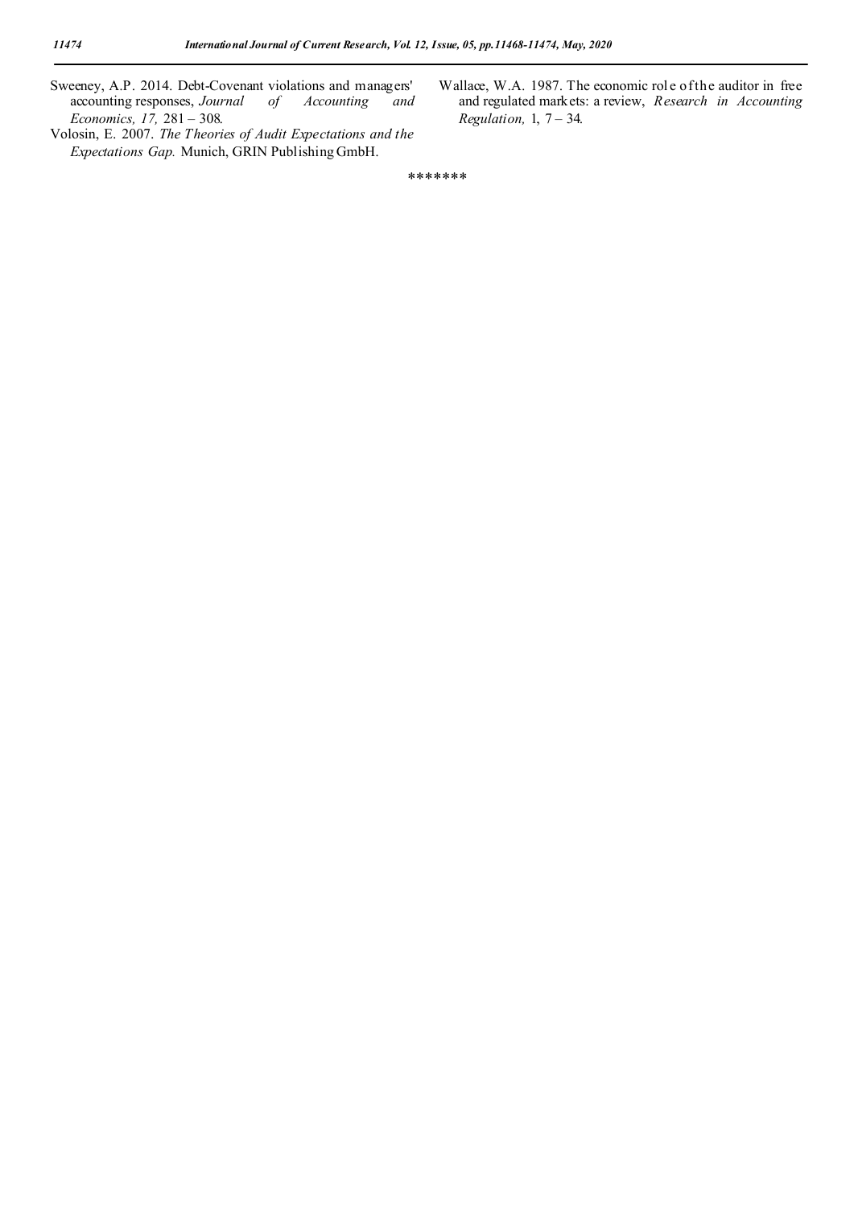Sweeney, A.P. 2014. Debt-Covenant violations and managers' accounting responses, *Journal of Accounting and Economics, 17,* 281 – 308.

Volosin, E. 2007. *The Theories of Audit Expectations and the Expectations Gap.* Munich, GRIN Publishing GmbH.

Wallace, W.A. 1987. The economic role of the auditor in free and regulated markets: a review, *Research in Accounting Regulation,* 1, 7 – 34.

*******